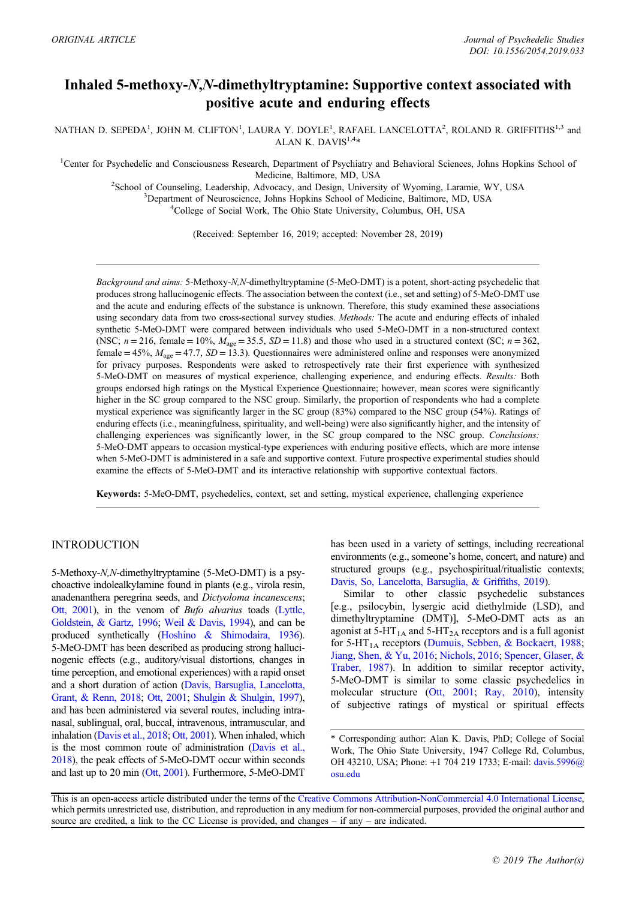ORIGINAL ARTICLE

Journal of Psychedelic Studies
DOI: 10.1556/2054.2019.033

# Inhaled 5-methoxy-*N*,*N*-dimethyltryptamine: Supportive context associated with positive acute and enduring effects

NATHAN D. SEPEDA[1], JOHN M. CLIFTON[1], LAURA Y. DOYLE[1], RAFAEL LANCELOTTA[2], ROLAND R. GRIFFITHS[1,3] and ALAN K. DAVIS[1,4]*

[1]Center for Psychedelic and Consciousness Research, Department of Psychiatry and Behavioral Sciences, Johns Hopkins School of Medicine, Baltimore, MD, USA

[2]School of Counseling, Leadership, Advocacy, and Design, University of Wyoming, Laramie, WY, USA

[3]Department of Neuroscience, Johns Hopkins School of Medicine, Baltimore, MD, USA

[4]College of Social Work, The Ohio State University, Columbus, OH, USA

(Received: September 16, 2019; accepted: November 28, 2019)

*Background and aims:* 5-Methoxy-*N,N*-dimethyltryptamine (5-MeO-DMT) is a potent, short-acting psychedelic that produces strong hallucinogenic effects. The association between the context (i.e., set and setting) of 5-MeO-DMT use and the acute and enduring effects of the substance is unknown. Therefore, this study examined these associations using secondary data from two cross-sectional survey studies. *Methods:* The acute and enduring effects of inhaled synthetic 5-MeO-DMT were compared between individuals who used 5-MeO-DMT in a non-structured context (NSC; $n = 216$, female = 10%, $M_{age} = 35.5$, $SD = 11.8$) and those who used in a structured context (SC; $n = 362$, female = 45%, $M_{age} = 47.7$, $SD = 13.3$). Questionnaires were administered online and responses were anonymized for privacy purposes. Respondents were asked to retrospectively rate their first experience with synthesized 5-MeO-DMT on measures of mystical experience, challenging experience, and enduring effects. *Results:* Both groups endorsed high ratings on the Mystical Experience Questionnaire; however, mean scores were significantly higher in the SC group compared to the NSC group. Similarly, the proportion of respondents who had a complete mystical experience was significantly larger in the SC group (83%) compared to the NSC group (54%). Ratings of enduring effects (i.e., meaningfulness, spirituality, and well-being) were also significantly higher, and the intensity of challenging experiences was significantly lower, in the SC group compared to the NSC group. *Conclusions:* 5-MeO-DMT appears to occasion mystical-type experiences with enduring positive effects, which are more intense when 5-MeO-DMT is administered in a safe and supportive context. Future prospective experimental studies should examine the effects of 5-MeO-DMT and its interactive relationship with supportive contextual factors.

**Keywords:** 5-MeO-DMT, psychedelics, context, set and setting, mystical experience, challenging experience

## INTRODUCTION

5-Methoxy-*N,N*-dimethyltryptamine (5-MeO-DMT) is a psychoactive indolealkylamine found in plants (e.g., virola resin, anadenanthera peregrina seeds, and *Dictyoloma incanescens*; Ott, 2001), in the venom of *Bufo alvarius* toads (Lyttle, Goldstein, & Gartz, 1996; Weil & Davis, 1994), and can be produced synthetically (Hoshino & Shimodaira, 1936). 5-MeO-DMT has been described as producing strong hallucinogenic effects (e.g., auditory/visual distortions, changes in time perception, and emotional experiences) with a rapid onset and a short duration of action (Davis, Barsuglia, Lancelotta, Grant, & Renn, 2018; Ott, 2001; Shulgin & Shulgin, 1997), and has been administered via several routes, including intranasal, sublingual, oral, buccal, intravenous, intramuscular, and inhalation (Davis et al., 2018; Ott, 2001). When inhaled, which is the most common route of administration (Davis et al., 2018), the peak effects of 5-MeO-DMT occur within seconds and last up to 20 min (Ott, 2001). Furthermore, 5-MeO-DMT has been used in a variety of settings, including recreational environments (e.g., someone's home, concert, and nature) and structured groups (e.g., psychospiritual/ritualistic contexts; Davis, So, Lancelotta, Barsuglia, & Griffiths, 2019).

Similar to other classic psychedelic substances [e.g., psilocybin, lysergic acid diethylmide (LSD), and dimethyltryptamine (DMT)], 5-MeO-DMT acts as an agonist at $5\text{-HT}_{1A}$ and $5\text{-HT}_{2A}$ receptors and is a full agonist for $5\text{-HT}_{1A}$ receptors (Dumuis, Sebben, & Bockaert, 1988; Jiang, Shen, & Yu, 2016; Nichols, 2016; Spencer, Glaser, & Traber, 1987). In addition to similar receptor activity, 5-MeO-DMT is similar to some classic psychedelics in molecular structure (Ott, 2001; Ray, 2010), intensity of subjective ratings of mystical or spiritual effects

\* Corresponding author: Alan K. Davis, PhD; College of Social Work, The Ohio State University, 1947 College Rd, Columbus, OH 43210, USA; Phone: +1 704 219 1733; E-mail: davis.5996@osu.edu

This is an open-access article distributed under the terms of the Creative Commons Attribution-NonCommercial 4.0 International License, which permits unrestricted use, distribution, and reproduction in any medium for non-commercial purposes, provided the original author and source are credited, a link to the CC License is provided, and changes – if any – are indicated.

© 2019 The Author(s)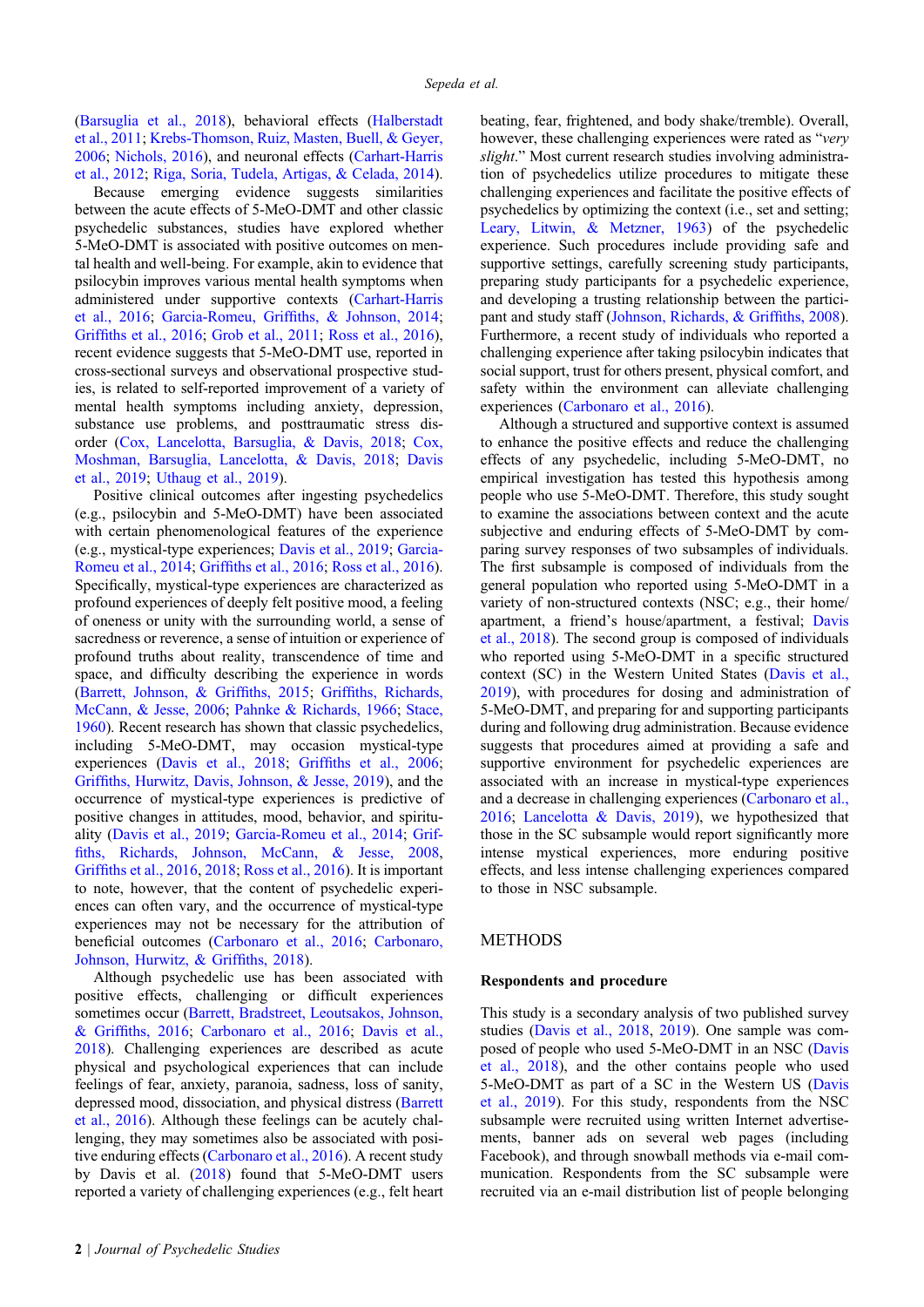(Barsuglia et al., 2018), behavioral effects (Halberstadt et al., 2011; Krebs-Thomson, Ruiz, Masten, Buell, & Geyer, 2006; Nichols, 2016), and neuronal effects (Carhart-Harris et al., 2012; Riga, Soria, Tudela, Artigas, & Celada, 2014).

Because emerging evidence suggests similarities between the acute effects of 5-MeO-DMT and other classic psychedelic substances, studies have explored whether 5-MeO-DMT is associated with positive outcomes on mental health and well-being. For example, akin to evidence that psilocybin improves various mental health symptoms when administered under supportive contexts (Carhart-Harris et al., 2016; Garcia-Romeu, Griffiths, & Johnson, 2014; Griffiths et al., 2016; Grob et al., 2011; Ross et al., 2016), recent evidence suggests that 5-MeO-DMT use, reported in cross-sectional surveys and observational prospective studies, is related to self-reported improvement of a variety of mental health symptoms including anxiety, depression, substance use problems, and posttraumatic stress disorder (Cox, Lancelotta, Barsuglia, & Davis, 2018; Cox, Moshman, Barsuglia, Lancelotta, & Davis, 2018; Davis et al., 2019; Uthaug et al., 2019).

Positive clinical outcomes after ingesting psychedelics (e.g., psilocybin and 5-MeO-DMT) have been associated with certain phenomenological features of the experience (e.g., mystical-type experiences; Davis et al., 2019; Garcia-Romeu et al., 2014; Griffiths et al., 2016; Ross et al., 2016). Specifically, mystical-type experiences are characterized as profound experiences of deeply felt positive mood, a feeling of oneness or unity with the surrounding world, a sense of sacredness or reverence, a sense of intuition or experience of profound truths about reality, transcendence of time and space, and difficulty describing the experience in words (Barrett, Johnson, & Griffiths, 2015; Griffiths, Richards, McCann, & Jesse, 2006; Pahnke & Richards, 1966; Stace, 1960). Recent research has shown that classic psychedelics, including 5-MeO-DMT, may occasion mystical-type experiences (Davis et al., 2018; Griffiths et al., 2006; Griffiths, Hurwitz, Davis, Johnson, & Jesse, 2019), and the occurrence of mystical-type experiences is predictive of positive changes in attitudes, mood, behavior, and spirituality (Davis et al., 2019; Garcia-Romeu et al., 2014; Griffiths, Richards, Johnson, McCann, & Jesse, 2008, Griffiths et al., 2016, 2018; Ross et al., 2016). It is important to note, however, that the content of psychedelic experiences can often vary, and the occurrence of mystical-type experiences may not be necessary for the attribution of beneficial outcomes (Carbonaro et al., 2016; Carbonaro, Johnson, Hurwitz, & Griffiths, 2018).

Although psychedelic use has been associated with positive effects, challenging or difficult experiences sometimes occur (Barrett, Bradstreet, Leoutsakos, Johnson, & Griffiths, 2016; Carbonaro et al., 2016; Davis et al., 2018). Challenging experiences are described as acute physical and psychological experiences that can include feelings of fear, anxiety, paranoia, sadness, loss of sanity, depressed mood, dissociation, and physical distress (Barrett et al., 2016). Although these feelings can be acutely challenging, they may sometimes also be associated with positive enduring effects (Carbonaro et al., 2016). A recent study by Davis et al. (2018) found that 5-MeO-DMT users reported a variety of challenging experiences (e.g., felt heart beating, fear, frightened, and body shake/tremble). Overall, however, these challenging experiences were rated as "*very slight*." Most current research studies involving administration of psychedelics utilize procedures to mitigate these challenging experiences and facilitate the positive effects of psychedelics by optimizing the context (i.e., set and setting; Leary, Litwin, & Metzner, 1963) of the psychedelic experience. Such procedures include providing safe and supportive settings, carefully screening study participants, preparing study participants for a psychedelic experience, and developing a trusting relationship between the participant and study staff (Johnson, Richards, & Griffiths, 2008). Furthermore, a recent study of individuals who reported a challenging experience after taking psilocybin indicates that social support, trust for others present, physical comfort, and safety within the environment can alleviate challenging experiences (Carbonaro et al., 2016).

Although a structured and supportive context is assumed to enhance the positive effects and reduce the challenging effects of any psychedelic, including 5-MeO-DMT, no empirical investigation has tested this hypothesis among people who use 5-MeO-DMT. Therefore, this study sought to examine the associations between context and the acute subjective and enduring effects of 5-MeO-DMT by comparing survey responses of two subsamples of individuals. The first subsample is composed of individuals from the general population who reported using 5-MeO-DMT in a variety of non-structured contexts (NSC; e.g., their home/apartment, a friend's house/apartment, a festival; Davis et al., 2018). The second group is composed of individuals who reported using 5-MeO-DMT in a specific structured context (SC) in the Western United States (Davis et al., 2019), with procedures for dosing and administration of 5-MeO-DMT, and preparing for and supporting participants during and following drug administration. Because evidence suggests that procedures aimed at providing a safe and supportive environment for psychedelic experiences are associated with an increase in mystical-type experiences and a decrease in challenging experiences (Carbonaro et al., 2016; Lancelotta & Davis, 2019), we hypothesized that those in the SC subsample would report significantly more intense mystical experiences, more enduring positive effects, and less intense challenging experiences compared to those in NSC subsample.

## METHODS

### Respondents and procedure

This study is a secondary analysis of two published survey studies (Davis et al., 2018, 2019). One sample was composed of people who used 5-MeO-DMT in an NSC (Davis et al., 2018), and the other contains people who used 5-MeO-DMT as part of a SC in the Western US (Davis et al., 2019). For this study, respondents from the NSC subsample were recruited using written Internet advertisements, banner ads on several web pages (including Facebook), and through snowball methods via e-mail communication. Respondents from the SC subsample were recruited via an e-mail distribution list of people belonging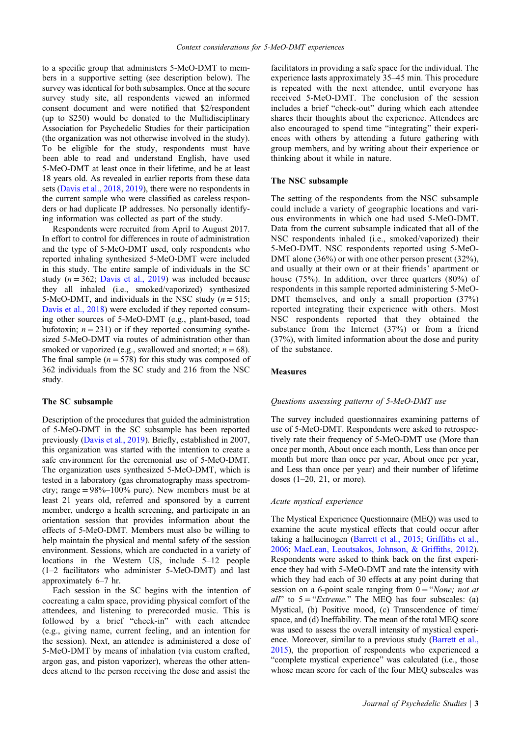to a specific group that administers 5-MeO-DMT to members in a supportive setting (see description below). The survey was identical for both subsamples. Once at the secure survey study site, all respondents viewed an informed consent document and were notified that $2/respondent (up to $250) would be donated to the Multidisciplinary Association for Psychedelic Studies for their participation (the organization was not otherwise involved in the study). To be eligible for the study, respondents must have been able to read and understand English, have used 5-MeO-DMT at least once in their lifetime, and be at least 18 years old. As revealed in earlier reports from these data sets (Davis et al., 2018, 2019), there were no respondents in the current sample who were classified as careless responders or had duplicate IP addresses. No personally identifying information was collected as part of the study.

Respondents were recruited from April to August 2017. In effort to control for differences in route of administration and the type of 5-MeO-DMT used, only respondents who reported inhaling synthesized 5-MeO-DMT were included in this study. The entire sample of individuals in the SC study ($n = 362$; Davis et al., 2019) was included because they all inhaled (i.e., smoked/vaporized) synthesized 5-MeO-DMT, and individuals in the NSC study ($n = 515$; Davis et al., 2018) were excluded if they reported consuming other sources of 5-MeO-DMT (e.g., plant-based, toad bufotoxin; $n = 231$) or if they reported consuming synthesized 5-MeO-DMT via routes of administration other than smoked or vaporized (e.g., swallowed and snorted; $n = 68$). The final sample ($n = 578$) for this study was composed of 362 individuals from the SC study and 216 from the NSC study.

### The SC subsample

Description of the procedures that guided the administration of 5-MeO-DMT in the SC subsample has been reported previously (Davis et al., 2019). Briefly, established in 2007, this organization was started with the intention to create a safe environment for the ceremonial use of 5-MeO-DMT. The organization uses synthesized 5-MeO-DMT, which is tested in a laboratory (gas chromatography mass spectrometry; range = 98%–100% pure). New members must be at least 21 years old, referred and sponsored by a current member, undergo a health screening, and participate in an orientation session that provides information about the effects of 5-MeO-DMT. Members must also be willing to help maintain the physical and mental safety of the session environment. Sessions, which are conducted in a variety of locations in the Western US, include 5–12 people (1–2 facilitators who administer 5-MeO-DMT) and last approximately 6–7 hr.

Each session in the SC begins with the intention of cocreating a calm space, providing physical comfort of the attendees, and listening to prerecorded music. This is followed by a brief "check-in" with each attendee (e.g., giving name, current feeling, and an intention for the session). Next, an attendee is administered a dose of 5-MeO-DMT by means of inhalation (via custom crafted, argon gas, and piston vaporizer), whereas the other attendees attend to the person receiving the dose and assist the facilitators in providing a safe space for the individual. The experience lasts approximately 35–45 min. This procedure is repeated with the next attendee, until everyone has received 5-MeO-DMT. The conclusion of the session includes a brief "check-out" during which each attendee shares their thoughts about the experience. Attendees are also encouraged to spend time "integrating" their experiences with others by attending a future gathering with group members, and by writing about their experience or thinking about it while in nature.

### The NSC subsample

The setting of the respondents from the NSC subsample could include a variety of geographic locations and various environments in which one had used 5-MeO-DMT. Data from the current subsample indicated that all of the NSC respondents inhaled (i.e., smoked/vaporized) their 5-MeO-DMT. NSC respondents reported using 5-MeO-DMT alone (36%) or with one other person present (32%), and usually at their own or at their friends' apartment or house (75%). In addition, over three quarters (80%) of respondents in this sample reported administering 5-MeO-DMT themselves, and only a small proportion (37%) reported integrating their experience with others. Most NSC respondents reported that they obtained the substance from the Internet (37%) or from a friend (37%), with limited information about the dose and purity of the substance.

## Measures

#### *Questions assessing patterns of 5-MeO-DMT use*

The survey included questionnaires examining patterns of use of 5-MeO-DMT. Respondents were asked to retrospectively rate their frequency of 5-MeO-DMT use (More than once per month, About once each month, Less than once per month but more than once per year, About once per year, and Less than once per year) and their number of lifetime doses (1–20, 21, or more).

#### *Acute mystical experience*

The Mystical Experience Questionnaire (MEQ) was used to examine the acute mystical effects that could occur after taking a hallucinogen (Barrett et al., 2015; Griffiths et al., 2006; MacLean, Leoutsakos, Johnson, & Griffiths, 2012). Respondents were asked to think back on the first experience they had with 5-MeO-DMT and rate the intensity with which they had each of 30 effects at any point during that session on a 6-point scale ranging from 0 = "*None; not at all*" to 5 = "*Extreme.*" The MEQ has four subscales: (a) Mystical, (b) Positive mood, (c) Transcendence of time/space, and (d) Ineffability. The mean of the total MEQ score was used to assess the overall intensity of mystical experience. Moreover, similar to a previous study (Barrett et al., 2015), the proportion of respondents who experienced a "complete mystical experience" was calculated (i.e., those whose mean score for each of the four MEQ subscales was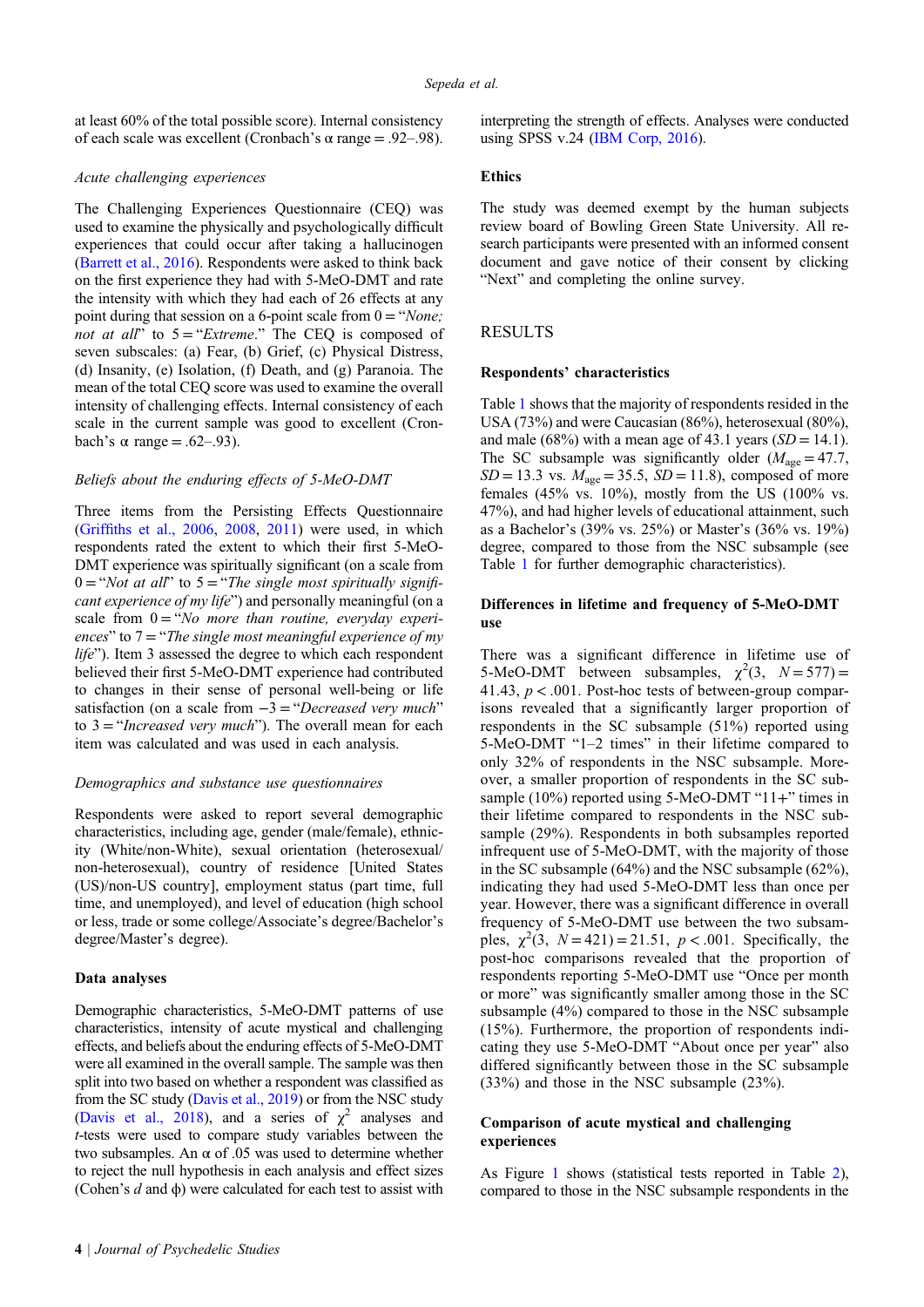at least 60% of the total possible score). Internal consistency of each scale was excellent (Cronbach's α range = .92–.98).

*Acute challenging experiences*

The Challenging Experiences Questionnaire (CEQ) was used to examine the physically and psychologically difficult experiences that could occur after taking a hallucinogen (Barrett et al., 2016). Respondents were asked to think back on the first experience they had with 5-MeO-DMT and rate the intensity with which they had each of 26 effects at any point during that session on a 6-point scale from 0 = "*None; not at all*" to 5 = "*Extreme*." The CEQ is composed of seven subscales: (a) Fear, (b) Grief, (c) Physical Distress, (d) Insanity, (e) Isolation, (f) Death, and (g) Paranoia. The mean of the total CEQ score was used to examine the overall intensity of challenging effects. Internal consistency of each scale in the current sample was good to excellent (Cronbach's α range = .62–.93).

*Beliefs about the enduring effects of 5-MeO-DMT*

Three items from the Persisting Effects Questionnaire (Griffiths et al., 2006, 2008, 2011) were used, in which respondents rated the extent to which their first 5-MeO-DMT experience was spiritually significant (on a scale from 0 = "*Not at all*" to 5 = "*The single most spiritually significant experience of my life*") and personally meaningful (on a scale from 0 = "*No more than routine, everyday experiences*" to 7 = "*The single most meaningful experience of my life*"). Item 3 assessed the degree to which each respondent believed their first 5-MeO-DMT experience had contributed to changes in their sense of personal well-being or life satisfaction (on a scale from −3 = "*Decreased very much*" to 3 = "*Increased very much*"). The overall mean for each item was calculated and was used in each analysis.

*Demographics and substance use questionnaires*

Respondents were asked to report several demographic characteristics, including age, gender (male/female), ethnicity (White/non-White), sexual orientation (heterosexual/non-heterosexual), country of residence [United States (US)/non-US country], employment status (part time, full time, and unemployed), and level of education (high school or less, trade or some college/Associate's degree/Bachelor's degree/Master's degree).

**Data analyses**

Demographic characteristics, 5-MeO-DMT patterns of use characteristics, intensity of acute mystical and challenging effects, and beliefs about the enduring effects of 5-MeO-DMT were all examined in the overall sample. The sample was then split into two based on whether a respondent was classified as from the SC study (Davis et al., 2019) or from the NSC study (Davis et al., 2018), and a series of $\chi^2$ analyses and *t*-tests were used to compare study variables between the two subsamples. An α of .05 was used to determine whether to reject the null hypothesis in each analysis and effect sizes (Cohen's *d* and ϕ) were calculated for each test to assist with interpreting the strength of effects. Analyses were conducted using SPSS v.24 (IBM Corp, 2016).

**Ethics**

The study was deemed exempt by the human subjects review board of Bowling Green State University. All research participants were presented with an informed consent document and gave notice of their consent by clicking "Next" and completing the online survey.

## RESULTS

**Respondents' characteristics**

Table 1 shows that the majority of respondents resided in the USA (73%) and were Caucasian (86%), heterosexual (80%), and male (68%) with a mean age of 43.1 years (*SD* = 14.1). The SC subsample was significantly older ($M_{age}$ = 47.7, *SD* = 13.3 vs. $M_{age}$ = 35.5, *SD* = 11.8), composed of more females (45% vs. 10%), mostly from the US (100% vs. 47%), and had higher levels of educational attainment, such as a Bachelor's (39% vs. 25%) or Master's (36% vs. 19%) degree, compared to those from the NSC subsample (see Table 1 for further demographic characteristics).

**Differences in lifetime and frequency of 5-MeO-DMT use**

There was a significant difference in lifetime use of 5-MeO-DMT between subsamples, $\chi^2(3,\ N = 577) = 41.43$, $p < .001$. Post-hoc tests of between-group comparisons revealed that a significantly larger proportion of respondents in the SC subsample (51%) reported using 5-MeO-DMT "1–2 times" in their lifetime compared to only 32% of respondents in the NSC subsample. Moreover, a smaller proportion of respondents in the SC subsample (10%) reported using 5-MeO-DMT "11+" times in their lifetime compared to respondents in the NSC subsample (29%). Respondents in both subsamples reported infrequent use of 5-MeO-DMT, with the majority of those in the SC subsample (64%) and the NSC subsample (62%), indicating they had used 5-MeO-DMT less than once per year. However, there was a significant difference in overall frequency of 5-MeO-DMT use between the two subsamples, $\chi^2(3,\ N = 421) = 21.51$, $p < .001$. Specifically, the post-hoc comparisons revealed that the proportion of respondents reporting 5-MeO-DMT use "Once per month or more" was significantly smaller among those in the SC subsample (4%) compared to those in the NSC subsample (15%). Furthermore, the proportion of respondents indicating they use 5-MeO-DMT "About once per year" also differed significantly between those in the SC subsample (33%) and those in the NSC subsample (23%).

**Comparison of acute mystical and challenging experiences**

As Figure 1 shows (statistical tests reported in Table 2), compared to those in the NSC subsample respondents in the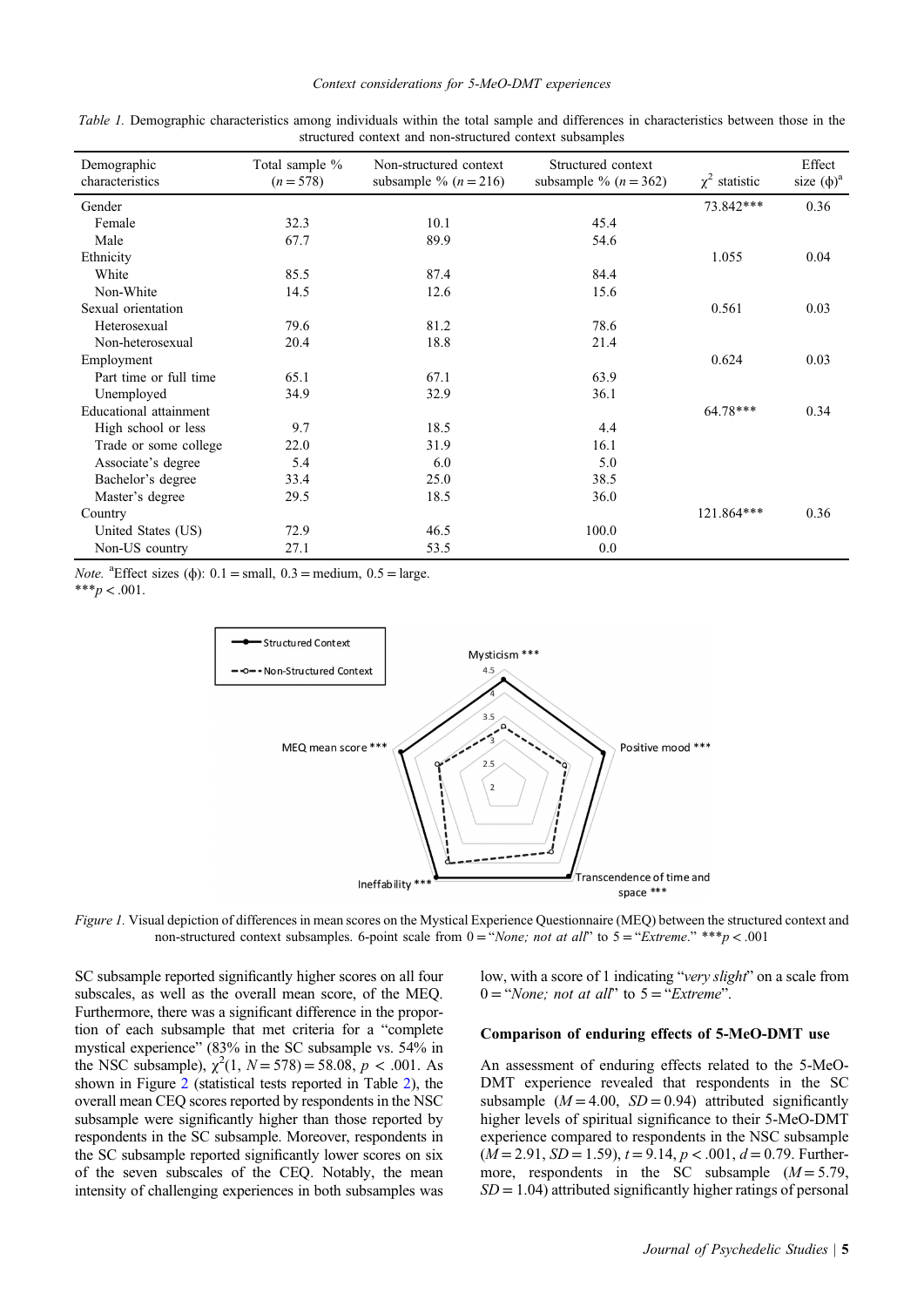Table 1. Demographic characteristics among individuals within the total sample and differences in characteristics between those in the structured context and non-structured context subsamples

| Demographic characteristics | Total sample % ($n = 578$) | Non-structured context subsample % ($n = 216$) | Structured context subsample % ($n = 362$) | $\chi^2$ statistic | Effect size ($\phi$)[a] |
|---|---|---|---|---|---|
| Gender | | | | 73.842*** | 0.36 |
| Female | 32.3 | 10.1 | 45.4 | | |
| Male | 67.7 | 89.9 | 54.6 | | |
| Ethnicity | | | | 1.055 | 0.04 |
| White | 85.5 | 87.4 | 84.4 | | |
| Non-White | 14.5 | 12.6 | 15.6 | | |
| Sexual orientation | | | | 0.561 | 0.03 |
| Heterosexual | 79.6 | 81.2 | 78.6 | | |
| Non-heterosexual | 20.4 | 18.8 | 21.4 | | |
| Employment | | | | 0.624 | 0.03 |
| Part time or full time | 65.1 | 67.1 | 63.9 | | |
| Unemployed | 34.9 | 32.9 | 36.1 | | |
| Educational attainment | | | | 64.78*** | 0.34 |
| High school or less | 9.7 | 18.5 | 4.4 | | |
| Trade or some college | 22.0 | 31.9 | 16.1 | | |
| Associate's degree | 5.4 | 6.0 | 5.0 | | |
| Bachelor's degree | 33.4 | 25.0 | 38.5 | | |
| Master's degree | 29.5 | 18.5 | 36.0 | | |
| Country | | | | 121.864*** | 0.36 |
| United States (US) | 72.9 | 46.5 | 100.0 | | |
| Non-US country | 27.1 | 53.5 | 0.0 | | |

*Note.* [a]Effect sizes ($\phi$): 0.1 = small, 0.3 = medium, 0.5 = large.
***$p < .001$.

*Figure 1.* Visual depiction of differences in mean scores on the Mystical Experience Questionnaire (MEQ) between the structured context and non-structured context subsamples. 6-point scale from 0 = "*None; not at all*" to 5 = "*Extreme*." ***$p < .001$

SC subsample reported significantly higher scores on all four subscales, as well as the overall mean score, of the MEQ. Furthermore, there was a significant difference in the proportion of each subsample that met criteria for a "complete mystical experience" (83% in the SC subsample vs. 54% in the NSC subsample), $\chi^2(1, N = 578) = 58.08$, $p < .001$. As shown in Figure 2 (statistical tests reported in Table 2), the overall mean CEQ scores reported by respondents in the NSC subsample were significantly higher than those reported by respondents in the SC subsample. Moreover, respondents in the SC subsample reported significantly lower scores on six of the seven subscales of the CEQ. Notably, the mean intensity of challenging experiences in both subsamples was low, with a score of 1 indicating "*very slight*" on a scale from 0 = "*None; not at all*" to 5 = "*Extreme*".

### Comparison of enduring effects of 5-MeO-DMT use

An assessment of enduring effects related to the 5-MeO-DMT experience revealed that respondents in the SC subsample ($M = 4.00$, $SD = 0.94$) attributed significantly higher levels of spiritual significance to their 5-MeO-DMT experience compared to respondents in the NSC subsample ($M = 2.91$, $SD = 1.59$), $t = 9.14$, $p < .001$, $d = 0.79$. Furthermore, respondents in the SC subsample ($M = 5.79$, $SD = 1.04$) attributed significantly higher ratings of personal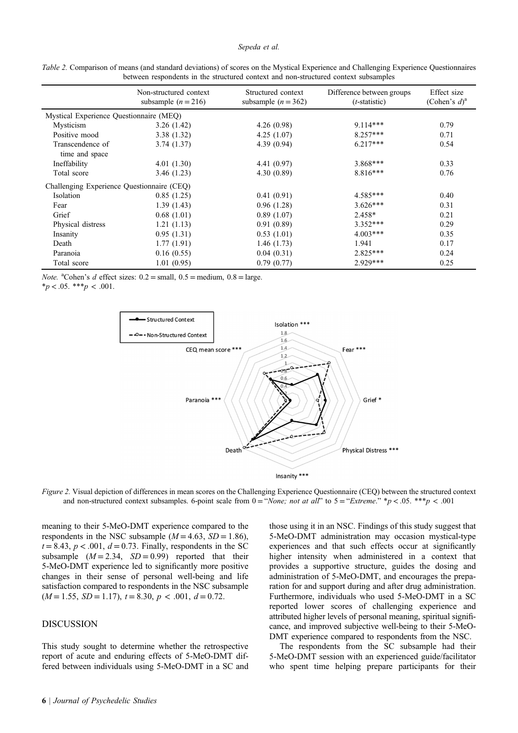*Table 2.* Comparison of means (and standard deviations) of scores on the Mystical Experience and Challenging Experience Questionnaires between respondents in the structured context and non-structured context subsamples

| | Non-structured context subsample ($n = 216$) | Structured context subsample ($n = 362$) | Difference between groups ($t$-statistic) | Effect size (Cohen's $d$)[a] |
|---|---|---|---|---|
| Mystical Experience Questionnaire (MEQ) | | | | |
| Mysticism | 3.26 (1.42) | 4.26 (0.98) | 9.114*** | 0.79 |
| Positive mood | 3.38 (1.32) | 4.25 (1.07) | 8.257*** | 0.71 |
| Transcendence of time and space | 3.74 (1.37) | 4.39 (0.94) | 6.217*** | 0.54 |
| Ineffability | 4.01 (1.30) | 4.41 (0.97) | 3.868*** | 0.33 |
| Total score | 3.46 (1.23) | 4.30 (0.89) | 8.816*** | 0.76 |
| Challenging Experience Questionnaire (CEQ) | | | | |
| Isolation | 0.85 (1.25) | 0.41 (0.91) | 4.585*** | 0.40 |
| Fear | 1.39 (1.43) | 0.96 (1.28) | 3.626*** | 0.31 |
| Grief | 0.68 (1.01) | 0.89 (1.07) | 2.458* | 0.21 |
| Physical distress | 1.21 (1.13) | 0.91 (0.89) | 3.352*** | 0.29 |
| Insanity | 0.95 (1.31) | 0.53 (1.01) | 4.003*** | 0.35 |
| Death | 1.77 (1.91) | 1.46 (1.73) | 1.941 | 0.17 |
| Paranoia | 0.16 (0.55) | 0.04 (0.31) | 2.825*** | 0.24 |
| Total score | 1.01 (0.95) | 0.79 (0.77) | 2.929*** | 0.25 |

*Note.* [a]Cohen's $d$ effect sizes: 0.2 = small, 0.5 = medium, 0.8 = large.
*$p < .05$. ***$p < .001$.

*Figure 2.* Visual depiction of differences in mean scores on the Challenging Experience Questionnaire (CEQ) between the structured context and non-structured context subsamples. 6-point scale from 0 = "*None; not at all*" to 5 = "*Extreme*." *$p < .05$. ***$p < .001$

meaning to their 5-MeO-DMT experience compared to the respondents in the NSC subsample ($M = 4.63$, $SD = 1.86$), $t = 8.43$, $p < .001$, $d = 0.73$. Finally, respondents in the SC subsample ($M = 2.34$, $SD = 0.99$) reported that their 5-MeO-DMT experience led to significantly more positive changes in their sense of personal well-being and life satisfaction compared to respondents in the NSC subsample ($M = 1.55$, $SD = 1.17$), $t = 8.30$, $p < .001$, $d = 0.72$.

## DISCUSSION

This study sought to determine whether the retrospective report of acute and enduring effects of 5-MeO-DMT differed between individuals using 5-MeO-DMT in a SC and those using it in an NSC. Findings of this study suggest that 5-MeO-DMT administration may occasion mystical-type experiences and that such effects occur at significantly higher intensity when administered in a context that provides a supportive structure, guides the dosing and administration of 5-MeO-DMT, and encourages the preparation for and support during and after drug administration. Furthermore, individuals who used 5-MeO-DMT in a SC reported lower scores of challenging experience and attributed higher levels of personal meaning, spiritual significance, and improved subjective well-being to their 5-MeO-DMT experience compared to respondents from the NSC.

The respondents from the SC subsample had their 5-MeO-DMT session with an experienced guide/facilitator who spent time helping prepare participants for their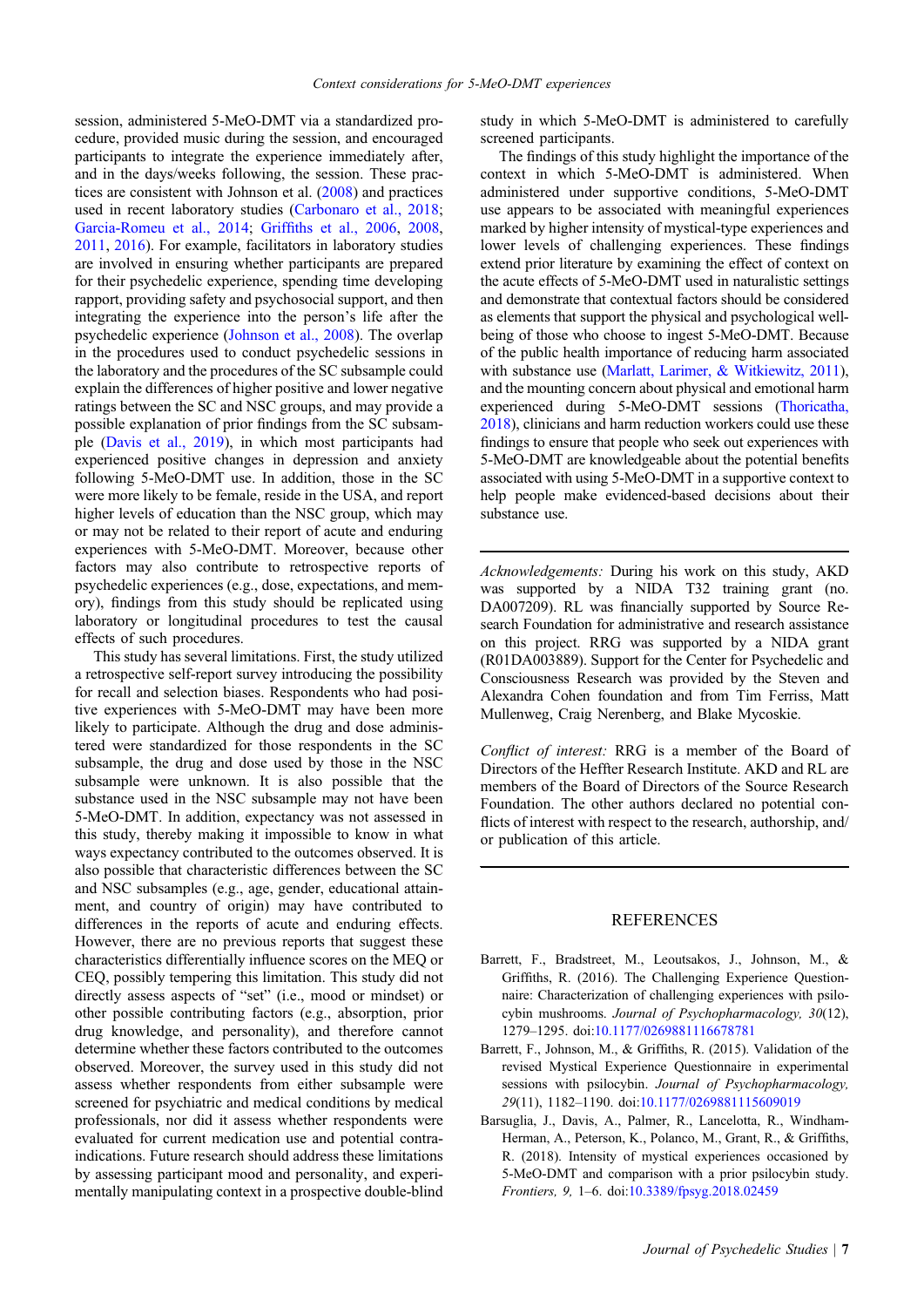session, administered 5-MeO-DMT via a standardized procedure, provided music during the session, and encouraged participants to integrate the experience immediately after, and in the days/weeks following, the session. These practices are consistent with Johnson et al. (2008) and practices used in recent laboratory studies (Carbonaro et al., 2018; Garcia-Romeu et al., 2014; Griffiths et al., 2006, 2008, 2011, 2016). For example, facilitators in laboratory studies are involved in ensuring whether participants are prepared for their psychedelic experience, spending time developing rapport, providing safety and psychosocial support, and then integrating the experience into the person's life after the psychedelic experience (Johnson et al., 2008). The overlap in the procedures used to conduct psychedelic sessions in the laboratory and the procedures of the SC subsample could explain the differences of higher positive and lower negative ratings between the SC and NSC groups, and may provide a possible explanation of prior findings from the SC subsample (Davis et al., 2019), in which most participants had experienced positive changes in depression and anxiety following 5-MeO-DMT use. In addition, those in the SC were more likely to be female, reside in the USA, and report higher levels of education than the NSC group, which may or may not be related to their report of acute and enduring experiences with 5-MeO-DMT. Moreover, because other factors may also contribute to retrospective reports of psychedelic experiences (e.g., dose, expectations, and memory), findings from this study should be replicated using laboratory or longitudinal procedures to test the causal effects of such procedures.

This study has several limitations. First, the study utilized a retrospective self-report survey introducing the possibility for recall and selection biases. Respondents who had positive experiences with 5-MeO-DMT may have been more likely to participate. Although the drug and dose administered were standardized for those respondents in the SC subsample, the drug and dose used by those in the NSC subsample were unknown. It is also possible that the substance used in the NSC subsample may not have been 5-MeO-DMT. In addition, expectancy was not assessed in this study, thereby making it impossible to know in what ways expectancy contributed to the outcomes observed. It is also possible that characteristic differences between the SC and NSC subsamples (e.g., age, gender, educational attainment, and country of origin) may have contributed to differences in the reports of acute and enduring effects. However, there are no previous reports that suggest these characteristics differentially influence scores on the MEQ or CEQ, possibly tempering this limitation. This study did not directly assess aspects of "set" (i.e., mood or mindset) or other possible contributing factors (e.g., absorption, prior drug knowledge, and personality), and therefore cannot determine whether these factors contributed to the outcomes observed. Moreover, the survey used in this study did not assess whether respondents from either subsample were screened for psychiatric and medical conditions by medical professionals, nor did it assess whether respondents were evaluated for current medication use and potential contraindications. Future research should address these limitations by assessing participant mood and personality, and experimentally manipulating context in a prospective double-blind study in which 5-MeO-DMT is administered to carefully screened participants.

The findings of this study highlight the importance of the context in which 5-MeO-DMT is administered. When administered under supportive conditions, 5-MeO-DMT use appears to be associated with meaningful experiences marked by higher intensity of mystical-type experiences and lower levels of challenging experiences. These findings extend prior literature by examining the effect of context on the acute effects of 5-MeO-DMT used in naturalistic settings and demonstrate that contextual factors should be considered as elements that support the physical and psychological well-being of those who choose to ingest 5-MeO-DMT. Because of the public health importance of reducing harm associated with substance use (Marlatt, Larimer, & Witkiewitz, 2011), and the mounting concern about physical and emotional harm experienced during 5-MeO-DMT sessions (Thoricatha, 2018), clinicians and harm reduction workers could use these findings to ensure that people who seek out experiences with 5-MeO-DMT are knowledgeable about the potential benefits associated with using 5-MeO-DMT in a supportive context to help people make evidenced-based decisions about their substance use.

*Acknowledgements:* During his work on this study, AKD was supported by a NIDA T32 training grant (no. DA007209). RL was financially supported by Source Research Foundation for administrative and research assistance on this project. RRG was supported by a NIDA grant (R01DA003889). Support for the Center for Psychedelic and Consciousness Research was provided by the Steven and Alexandra Cohen foundation and from Tim Ferriss, Matt Mullenweg, Craig Nerenberg, and Blake Mycoskie.

*Conflict of interest:* RRG is a member of the Board of Directors of the Heffter Research Institute. AKD and RL are members of the Board of Directors of the Source Research Foundation. The other authors declared no potential conflicts of interest with respect to the research, authorship, and/or publication of this article.

## REFERENCES

Barrett, F., Bradstreet, M., Leoutsakos, J., Johnson, M., & Griffiths, R. (2016). The Challenging Experience Questionnaire: Characterization of challenging experiences with psilocybin mushrooms. *Journal of Psychopharmacology, 30*(12), 1279–1295. doi:10.1177/0269881116678781

Barrett, F., Johnson, M., & Griffiths, R. (2015). Validation of the revised Mystical Experience Questionnaire in experimental sessions with psilocybin. *Journal of Psychopharmacology, 29*(11), 1182–1190. doi:10.1177/0269881115609019

Barsuglia, J., Davis, A., Palmer, R., Lancelotta, R., Windham-Herman, A., Peterson, K., Polanco, M., Grant, R., & Griffiths, R. (2018). Intensity of mystical experiences occasioned by 5-MeO-DMT and comparison with a prior psilocybin study. *Frontiers, 9,* 1–6. doi:10.3389/fpsyg.2018.02459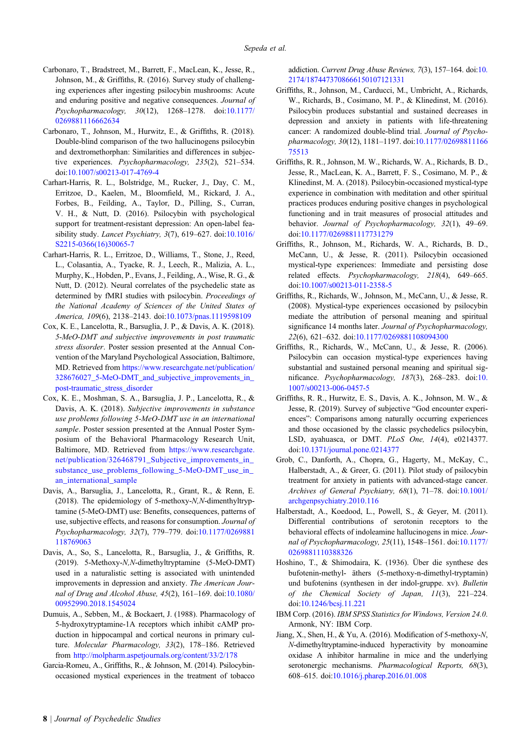Carbonaro, T., Bradstreet, M., Barrett, F., MacLean, K., Jesse, R., Johnson, M., & Griffiths, R. (2016). Survey study of challenging experiences after ingesting psilocybin mushrooms: Acute and enduring positive and negative consequences. *Journal of Psychopharmacology, 30*(12), 1268–1278. doi:10.1177/0269881116662634

Carbonaro, T., Johnson, M., Hurwitz, E., & Griffiths, R. (2018). Double-blind comparison of the two hallucinogens psilocybin and dextromethorphan: Similarities and differences in subjective experiences. *Psychopharmacology, 235*(2), 521–534. doi:10.1007/s00213-017-4769-4

Carhart-Harris, R. L., Bolstridge, M., Rucker, J., Day, C. M., Erritzoe, D., Kaelen, M., Bloomfield, M., Rickard, J. A., Forbes, B., Feilding, A., Taylor, D., Pilling, S., Curran, V. H., & Nutt, D. (2016). Psilocybin with psychological support for treatment-resistant depression: An open-label feasibility study. *Lancet Psychiatry, 3*(7), 619–627. doi:10.1016/S2215-0366(16)30065-7

Carhart-Harris, R. L., Erritzoe, D., Williams, T., Stone, J., Reed, L., Colasantia, A., Tyacke, R. J., Leech, R., Malizia, A. L., Murphy, K., Hobden, P., Evans, J., Feilding, A., Wise, R. G., & Nutt, D. (2012). Neural correlates of the psychedelic state as determined by fMRI studies with psilocybin. *Proceedings of the National Academy of Sciences of the United States of America, 109*(6), 2138–2143. doi:10.1073/pnas.1119598109

Cox, K. E., Lancelotta, R., Barsuglia, J. P., & Davis, A. K. (2018). *5-MeO-DMT and subjective improvements in post traumatic stress disorder*. Poster session presented at the Annual Convention of the Maryland Psychological Association, Baltimore, MD. Retrieved from https://www.researchgate.net/publication/328676027_5-MeO-DMT_and_subjective_improvements_in_post-traumatic_stress_disorder

Cox, K. E., Moshman, S. A., Barsuglia, J. P., Lancelotta, R., & Davis, A. K. (2018). *Subjective improvements in substance use problems following 5-MeO-DMT use in an international sample*. Poster session presented at the Annual Poster Symposium of the Behavioral Pharmacology Research Unit, Baltimore, MD. Retrieved from https://www.researchgate.net/publication/326468791_Subjective_improvements_in_substance_use_problems_following_5-MeO-DMT_use_in_an_international_sample

Davis, A., Barsuglia, J., Lancelotta, R., Grant, R., & Renn, E. (2018). The epidemiology of 5-methoxy-*N,N*-dimenthyltryptamine (5-MeO-DMT) use: Benefits, consequences, patterns of use, subjective effects, and reasons for consumption. *Journal of Psychopharmacology, 32*(7), 779–779. doi:10.1177/0269881118769063

Davis, A., So, S., Lancelotta, R., Barsuglia, J., & Griffiths, R. (2019). 5-Methoxy-*N,N*-dimethyltryptamine (5-MeO-DMT) used in a naturalistic setting is associated with unintended improvements in depression and anxiety. *The American Journal of Drug and Alcohol Abuse, 45*(2), 161–169. doi:10.1080/00952990.2018.1545024

Dumuis, A., Sebben, M., & Bockaert, J. (1988). Pharmacology of 5-hydroxytryptamine-1A receptors which inhibit cAMP production in hippocampal and cortical neurons in primary culture. *Molecular Pharmacology, 33*(2), 178–186. Retrieved from http://molpharm.aspetjournals.org/content/33/2/178

Garcia-Romeu, A., Griffiths, R., & Johnson, M. (2014). Psilocybin-occasioned mystical experiences in the treatment of tobacco addiction. *Current Drug Abuse Reviews, 7*(3), 157–164. doi:10.2174/1874473708666150107121331

Griffiths, R., Johnson, M., Carducci, M., Umbricht, A., Richards, W., Richards, B., Cosimano, M. P., & Klinedinst, M. (2016). Psilocybin produces substantial and sustained decreases in depression and anxiety in patients with life-threatening cancer: A randomized double-blind trial. *Journal of Psychopharmacology, 30*(12), 1181–1197. doi:10.1177/0269881116675513

Griffiths, R. R., Johnson, M. W., Richards, W. A., Richards, B. D., Jesse, R., MacLean, K. A., Barrett, F. S., Cosimano, M. P., & Klinedinst, M. A. (2018). Psilocybin-occasioned mystical-type experience in combination with meditation and other spiritual practices produces enduring positive changes in psychological functioning and in trait measures of prosocial attitudes and behavior. *Journal of Psychopharmacology, 32*(1), 49–69. doi:10.1177/0269881117731279

Griffiths, R., Johnson, M., Richards, W. A., Richards, B. D., McCann, U., & Jesse, R. (2011). Psilocybin occasioned mystical-type experiences: Immediate and persisting dose related effects. *Psychopharmacology, 218*(4), 649–665. doi:10.1007/s00213-011-2358-5

Griffiths, R., Richards, W., Johnson, M., McCann, U., & Jesse, R. (2008). Mystical-type experiences occasioned by psilocybin mediate the attribution of personal meaning and spiritual significance 14 months later. *Journal of Psychopharmacology, 22*(6), 621–632. doi:10.1177/0269881108094300

Griffiths, R., Richards, W., McCann, U., & Jesse, R. (2006). Psilocybin can occasion mystical-type experiences having substantial and sustained personal meaning and spiritual significance. *Psychopharmacology, 187*(3), 268–283. doi:10.1007/s00213-006-0457-5

Griffiths, R. R., Hurwitz, E. S., Davis, A. K., Johnson, M. W., & Jesse, R. (2019). Survey of subjective "God encounter experiences": Comparisons among naturally occurring experiences and those occasioned by the classic psychedelics psilocybin, LSD, ayahuasca, or DMT. *PLoS One, 14*(4), e0214377. doi:10.1371/journal.pone.0214377

Grob, C., Danforth, A., Chopra, G., Hagerty, M., McKay, C., Halberstadt, A., & Greer, G. (2011). Pilot study of psilocybin treatment for anxiety in patients with advanced-stage cancer. *Archives of General Psychiatry, 68*(1), 71–78. doi:10.1001/archgenpsychiatry.2010.116

Halberstadt, A., Koedood, L., Powell, S., & Geyer, M. (2011). Differential contributions of serotonin receptors to the behavioral effects of indoleamine hallucinogens in mice. *Journal of Psychopharmacology, 25*(11), 1548–1561. doi:10.1177/0269881110388326

Hoshino, T., & Shimodaira, K. (1936). Über die synthese des bufotenin-methyl- äthers (5-methoxy-n-dimethyl-tryptamin) und bufotenins (synthesen in der indol-gruppe. xv). *Bulletin of the Chemical Society of Japan, 11*(3), 221–224. doi:10.1246/bcsj.11.221

IBM Corp. (2016). *IBM SPSS Statistics for Windows, Version 24.0*. Armonk, NY: IBM Corp.

Jiang, X., Shen, H., & Yu, A. (2016). Modification of 5-methoxy-*N,N*-dimethyltryptamine-induced hyperactivity by monoamine oxidase A inhibitor harmaline in mice and the underlying serotonergic mechanisms. *Pharmacological Reports, 68*(3), 608–615. doi:10.1016/j.pharep.2016.01.008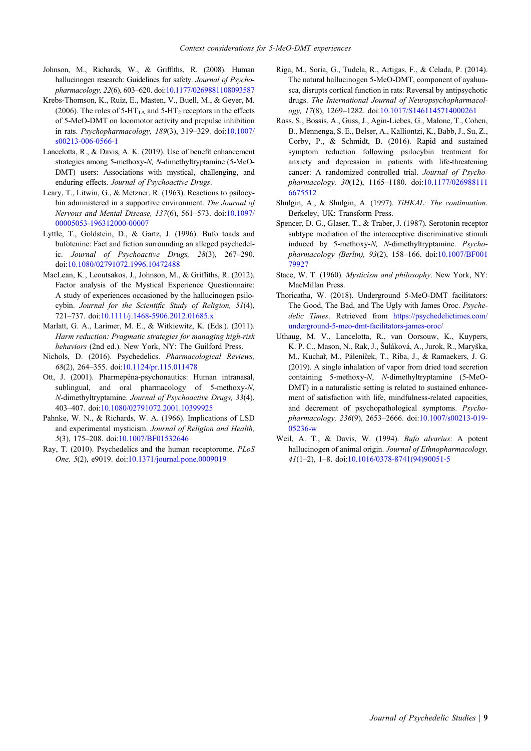Johnson, M., Richards, W., & Griffiths, R. (2008). Human hallucinogen research: Guidelines for safety. *Journal of Psychopharmacology, 22*(6), 603–620. doi:10.1177/0269881108093587

Krebs-Thomson, K., Ruiz, E., Masten, V., Buell, M., & Geyer, M. (2006). The roles of 5-$HT_{1A}$ and 5-$HT_2$ receptors in the effects of 5-MeO-DMT on locomotor activity and prepulse inhibition in rats. *Psychopharmacology, 189*(3), 319–329. doi:10.1007/s00213-006-0566-1

Lancelotta, R., & Davis, A. K. (2019). Use of benefit enhancement strategies among 5-methoxy-*N, N*-dimethyltryptamine (5-MeO-DMT) users: Associations with mystical, challenging, and enduring effects. *Journal of Psychoactive Drugs*.

Leary, T., Litwin, G., & Metzner, R. (1963). Reactions to psilocybin administered in a supportive environment. *The Journal of Nervous and Mental Disease, 137*(6), 561–573. doi:10.1097/00005053-196312000-00007

Lyttle, T., Goldstein, D., & Gartz, J. (1996). Bufo toads and bufotenine: Fact and fiction surrounding an alleged psychedelic. *Journal of Psychoactive Drugs, 28*(3), 267–290. doi:10.1080/02791072.1996.10472488

MacLean, K., Leoutsakos, J., Johnson, M., & Griffiths, R. (2012). Factor analysis of the Mystical Experience Questionnaire: A study of experiences occasioned by the hallucinogen psilocybin. *Journal for the Scientific Study of Religion, 51*(4), 721–737. doi:10.1111/j.1468-5906.2012.01685.x

Marlatt, G. A., Larimer, M. E., & Witkiewitz, K. (Eds.). (2011). *Harm reduction: Pragmatic strategies for managing high-risk behaviors* (2nd ed.). New York, NY: The Guilford Press.

Nichols, D. (2016). Psychedelics. *Pharmacological Reviews, 68*(2), 264–355. doi:10.1124/pr.115.011478

Ott, J. (2001). Pharmepéna-psychonautics: Human intranasal, sublingual, and oral pharmacology of 5-methoxy-*N*, *N*-dimethyltryptamine. *Journal of Psychoactive Drugs, 33*(4), 403–407. doi:10.1080/02791072.2001.10399925

Pahnke, W. N., & Richards, W. A. (1966). Implications of LSD and experimental mysticism. *Journal of Religion and Health, 5*(3), 175–208. doi:10.1007/BF01532646

Ray, T. (2010). Psychedelics and the human receptorome. *PLoS One, 5*(2), e9019. doi:10.1371/journal.pone.0009019

Riga, M., Soria, G., Tudela, R., Artigas, F., & Celada, P. (2014). The natural hallucinogen 5-MeO-DMT, component of ayahuasca, disrupts cortical function in rats: Reversal by antipsychotic drugs. *The International Journal of Neuropsychopharmacology, 17*(8), 1269–1282. doi:10.1017/S1461145714000261

Ross, S., Bossis, A., Guss, J., Agin-Liebes, G., Malone, T., Cohen, B., Mennenga, S. E., Belser, A., Kalliontzi, K., Babb, J., Su, Z., Corby, P., & Schmidt, B. (2016). Rapid and sustained symptom reduction following psilocybin treatment for anxiety and depression in patients with life-threatening cancer: A randomized controlled trial. *Journal of Psychopharmacology, 30*(12), 1165–1180. doi:10.1177/0269881116675512

Shulgin, A., & Shulgin, A. (1997). *TiHKAL: The continuation*. Berkeley, UK: Transform Press.

Spencer, D. G., Glaser, T., & Traber, J. (1987). Serotonin receptor subtype mediation of the interoceptive discriminative stimuli induced by 5-methoxy-*N, N*-dimethyltryptamine. *Psychopharmacology (Berlin), 93*(2), 158–166. doi:10.1007/BF00179927

Stace, W. T. (1960). *Mysticism and philosophy*. New York, NY: MacMillan Press.

Thoricatha, W. (2018). Underground 5-MeO-DMT facilitators: The Good, The Bad, and The Ugly with James Oroc. *Psychedelic Times*. Retrieved from https://psychedelictimes.com/underground-5-meo-dmt-facilitators-james-oroc/

Uthaug, M. V., Lancelotta, R., van Oorsouw, K., Kuypers, K. P. C., Mason, N., Rak, J., Šuláková, A., Jurok, R., Maryška, M., Kuchař, M., Páleníček, T., Riba, J., & Ramaekers, J. G. (2019). A single inhalation of vapor from dried toad secretion containing 5-methoxy-*N*, *N*-dimethyltryptamine (5-MeO-DMT) in a naturalistic setting is related to sustained enhancement of satisfaction with life, mindfulness-related capacities, and decrement of psychopathological symptoms. *Psychopharmacology, 236*(9), 2653–2666. doi:10.1007/s00213-019-05236-w

Weil, A. T., & Davis, W. (1994). *Bufo alvarius*: A potent hallucinogen of animal origin. *Journal of Ethnopharmacology, 41*(1–2), 1–8. doi:10.1016/0378-8741(94)90051-5